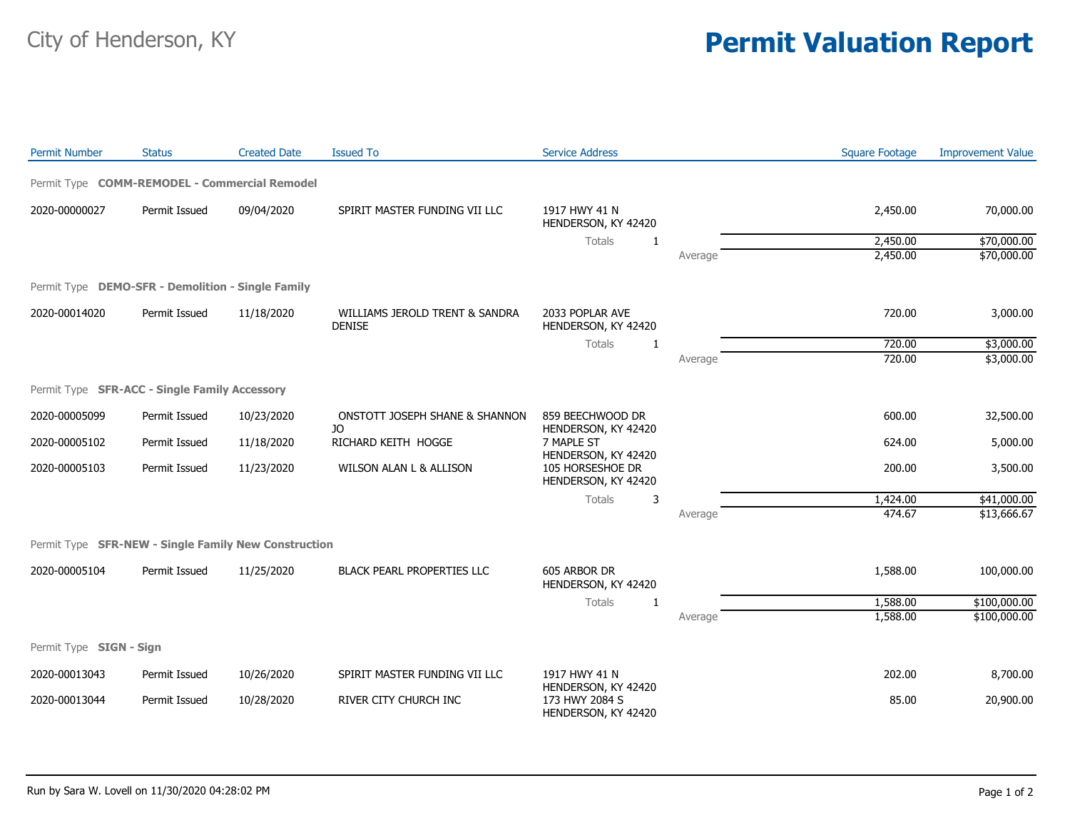City of Henderson, KY

# Permit Valuation Report

| Permit Number | Status | Created Date | Issued To | Service Address | | Square Footage | Improvement Value |
|---|---|---|---|---|---|---|---|
| **Permit Type COMM-REMODEL - Commercial Remodel** | | | | | | | |
| 2020-00000027 | Permit Issued | 09/04/2020 | SPIRIT MASTER FUNDING VII LLC | 1917 HWY 41 N HENDERSON, KY 42420 | | 2,450.00 | 70,000.00 |
| | | | | Totals 1 | | 2,450.00 | $70,000.00 |
| | | | | | Average | 2,450.00 | $70,000.00 |
| **Permit Type DEMO-SFR - Demolition - Single Family** | | | | | | | |
| 2020-00014020 | Permit Issued | 11/18/2020 | WILLIAMS JEROLD TRENT & SANDRA DENISE | 2033 POPLAR AVE HENDERSON, KY 42420 | | 720.00 | 3,000.00 |
| | | | | Totals 1 | | 720.00 | $3,000.00 |
| | | | | | Average | 720.00 | $3,000.00 |
| **Permit Type SFR-ACC - Single Family Accessory** | | | | | | | |
| 2020-00005099 | Permit Issued | 10/23/2020 | ONSTOTT JOSEPH SHANE & SHANNON JO | 859 BEECHWOOD DR HENDERSON, KY 42420 | | 600.00 | 32,500.00 |
| 2020-00005102 | Permit Issued | 11/18/2020 | RICHARD KEITH HOGGE | 7 MAPLE ST HENDERSON, KY 42420 | | 624.00 | 5,000.00 |
| 2020-00005103 | Permit Issued | 11/23/2020 | WILSON ALAN L & ALLISON | 105 HORSESHOE DR HENDERSON, KY 42420 | | 200.00 | 3,500.00 |
| | | | | Totals 3 | | 1,424.00 | $41,000.00 |
| | | | | | Average | 474.67 | $13,666.67 |
| **Permit Type SFR-NEW - Single Family New Construction** | | | | | | | |
| 2020-00005104 | Permit Issued | 11/25/2020 | BLACK PEARL PROPERTIES LLC | 605 ARBOR DR HENDERSON, KY 42420 | | 1,588.00 | 100,000.00 |
| | | | | Totals 1 | | 1,588.00 | $100,000.00 |
| | | | | | Average | 1,588.00 | $100,000.00 |
| **Permit Type SIGN - Sign** | | | | | | | |
| 2020-00013043 | Permit Issued | 10/26/2020 | SPIRIT MASTER FUNDING VII LLC | 1917 HWY 41 N HENDERSON, KY 42420 | | 202.00 | 8,700.00 |
| 2020-00013044 | Permit Issued | 10/28/2020 | RIVER CITY CHURCH INC | 173 HWY 2084 S HENDERSON, KY 42420 | | 85.00 | 20,900.00 |

Run by Sara W. Lovell on 11/30/2020 04:28:02 PM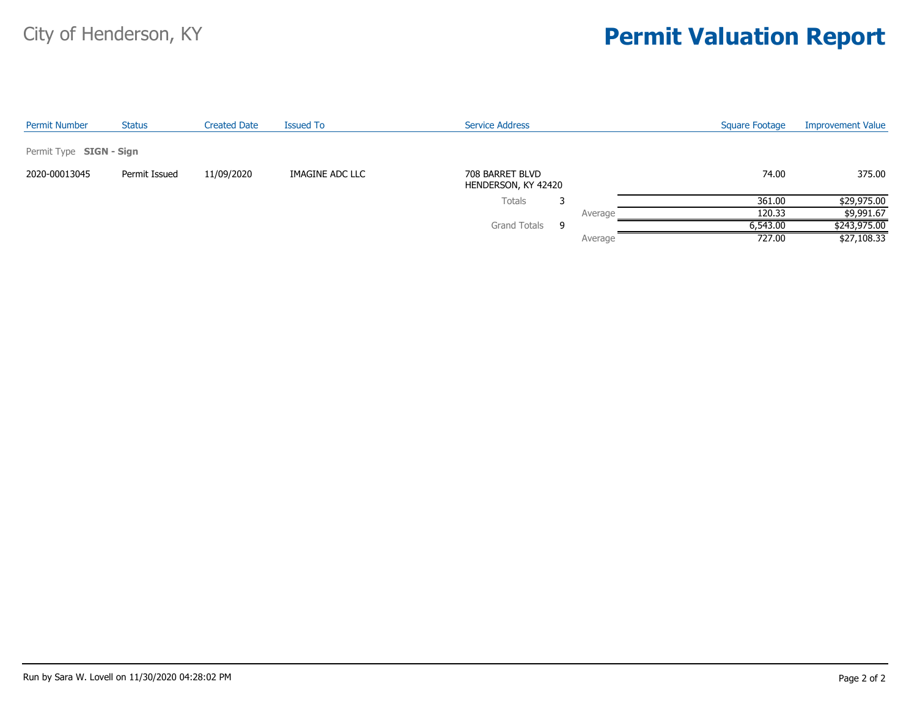City of Henderson, KY

# Permit Valuation Report

| Permit Number | Status | Created Date | Issued To | Service Address | | | Square Footage | Improvement Value |
|---|---|---|---|---|---|---|---|---|
| Permit Type **SIGN - Sign** | | | | | | | | |
| 2020-00013045 | Permit Issued | 11/09/2020 | IMAGINE ADC LLC | 708 BARRET BLVD HENDERSON, KY 42420 | | | 74.00 | 375.00 |
| | | | | Totals | 3 | | 361.00 | $29,975.00 |
| | | | | | | Average | 120.33 | $9,991.67 |
| | | | | Grand Totals | 9 | | 6,543.00 | $243,975.00 |
| | | | | | | Average | 727.00 | $27,108.33 |

Run by Sara W. Lovell on 11/30/2020 04:28:02 PM